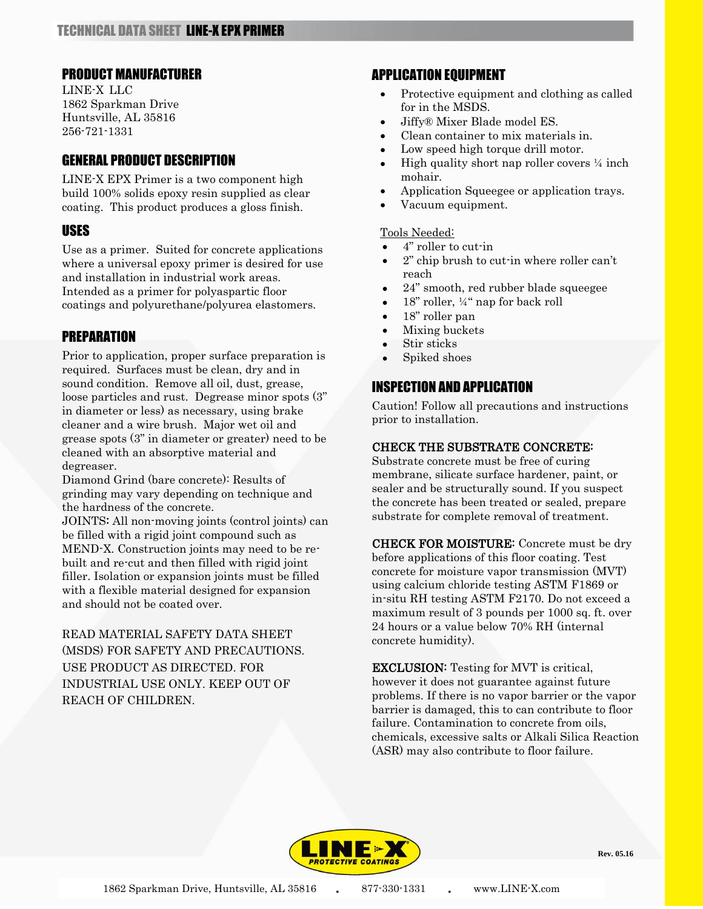# TECHNICAL DATA SHEET LINE-X EPX PRIMER

## PRODUCT MANUFACTURER

LINE-X LLC
1862 Sparkman Drive
Huntsville, AL 35816
256-721-1331

## GENERAL PRODUCT DESCRIPTION

LINE-X EPX Primer is a two component high build 100% solids epoxy resin supplied as clear coating. This product produces a gloss finish.

## USES

Use as a primer. Suited for concrete applications where a universal epoxy primer is desired for use and installation in industrial work areas. Intended as a primer for polyaspartic floor coatings and polyurethane/polyurea elastomers.

## PREPARATION

Prior to application, proper surface preparation is required. Surfaces must be clean, dry and in sound condition. Remove all oil, dust, grease, loose particles and rust. Degrease minor spots (3" in diameter or less) as necessary, using brake cleaner and a wire brush. Major wet oil and grease spots (3" in diameter or greater) need to be cleaned with an absorptive material and degreaser.
Diamond Grind (bare concrete): Results of grinding may vary depending on technique and the hardness of the concrete.
JOINTS: All non-moving joints (control joints) can be filled with a rigid joint compound such as MEND-X. Construction joints may need to be re-built and re-cut and then filled with rigid joint filler. Isolation or expansion joints must be filled with a flexible material designed for expansion and should not be coated over.

READ MATERIAL SAFETY DATA SHEET (MSDS) FOR SAFETY AND PRECAUTIONS. USE PRODUCT AS DIRECTED. FOR INDUSTRIAL USE ONLY. KEEP OUT OF REACH OF CHILDREN.

## APPLICATION EQUIPMENT

- Protective equipment and clothing as called for in the MSDS.
- Jiffy® Mixer Blade model ES.
- Clean container to mix materials in.
- Low speed high torque drill motor.
- High quality short nap roller covers ¼ inch mohair.
- Application Squeegee or application trays.
- Vacuum equipment.

Tools Needed:

- 4" roller to cut-in
- 2" chip brush to cut-in where roller can't reach
- 24" smooth, red rubber blade squeegee
- 18" roller, ¼" nap for back roll
- 18" roller pan
- Mixing buckets
- Stir sticks
- Spiked shoes

## INSPECTION AND APPLICATION

Caution! Follow all precautions and instructions prior to installation.

**CHECK THE SUBSTRATE CONCRETE:**
Substrate concrete must be free of curing membrane, silicate surface hardener, paint, or sealer and be structurally sound. If you suspect the concrete has been treated or sealed, prepare substrate for complete removal of treatment.

**CHECK FOR MOISTURE:** Concrete must be dry before applications of this floor coating. Test concrete for moisture vapor transmission (MVT) using calcium chloride testing ASTM F1869 or in-situ RH testing ASTM F2170. Do not exceed a maximum result of 3 pounds per 1000 sq. ft. over 24 hours or a value below 70% RH (internal concrete humidity).

**EXCLUSION:** Testing for MVT is critical, however it does not guarantee against future problems. If there is no vapor barrier or the vapor barrier is damaged, this to can contribute to floor failure. Contamination to concrete from oils, chemicals, excessive salts or Alkali Silica Reaction (ASR) may also contribute to floor failure.

Rev. 05.16

1862 Sparkman Drive, Huntsville, AL 35816 . 877-330-1331 . www.LINE-X.com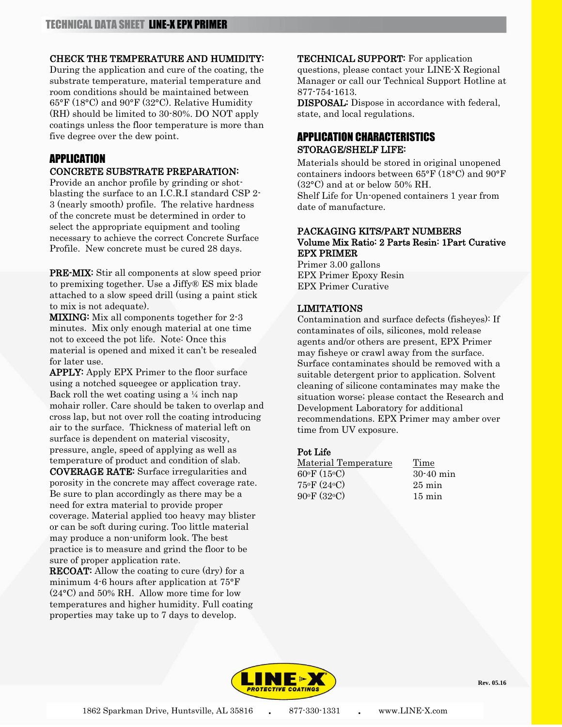**CHECK THE TEMPERATURE AND HUMIDITY:** During the application and cure of the coating, the substrate temperature, material temperature and room conditions should be maintained between 65°F (18°C) and 90°F (32°C). Relative Humidity (RH) should be limited to 30-80%. DO NOT apply coatings unless the floor temperature is more than five degree over the dew point.

## APPLICATION

**CONCRETE SUBSTRATE PREPARATION:** Provide an anchor profile by grinding or shot-blasting the surface to an I.C.R.I standard CSP 2-3 (nearly smooth) profile. The relative hardness of the concrete must be determined in order to select the appropriate equipment and tooling necessary to achieve the correct Concrete Surface Profile. New concrete must be cured 28 days.

**PRE-MIX:** Stir all components at slow speed prior to premixing together. Use a Jiffy® ES mix blade attached to a slow speed drill (using a paint stick to mix is not adequate).

**MIXING:** Mix all components together for 2-3 minutes. Mix only enough material at one time not to exceed the pot life. Note: Once this material is opened and mixed it can't be resealed for later use.

**APPLY:** Apply EPX Primer to the floor surface using a notched squeegee or application tray. Back roll the wet coating using a ¼ inch nap mohair roller. Care should be taken to overlap and cross lap, but not over roll the coating introducing air to the surface. Thickness of material left on surface is dependent on material viscosity, pressure, angle, speed of applying as well as temperature of product and condition of slab.

**COVERAGE RATE:** Surface irregularities and porosity in the concrete may affect coverage rate. Be sure to plan accordingly as there may be a need for extra material to provide proper coverage. Material applied too heavy may blister or can be soft during curing. Too little material may produce a non-uniform look. The best practice is to measure and grind the floor to be sure of proper application rate.

**RECOAT:** Allow the coating to cure (dry) for a minimum 4-6 hours after application at 75°F (24°C) and 50% RH. Allow more time for low temperatures and higher humidity. Full coating properties may take up to 7 days to develop.

**TECHNICAL SUPPORT:** For application questions, please contact your LINE-X Regional Manager or call our Technical Support Hotline at 877-754-1613.

**DISPOSAL:** Dispose in accordance with federal, state, and local regulations.

## APPLICATION CHARACTERISTICS

**STORAGE/SHELF LIFE:**

Materials should be stored in original unopened containers indoors between 65°F (18°C) and 90°F (32°C) and at or below 50% RH.
Shelf Life for Un-opened containers 1 year from date of manufacture.

**PACKAGING KITS/PART NUMBERS**

**Volume Mix Ratio: 2 Parts Resin: 1Part Curative**

**EPX PRIMER**

Primer 3.00 gallons
EPX Primer Epoxy Resin
EPX Primer Curative

**LIMITATIONS**

Contamination and surface defects (fisheyes): If contaminates of oils, silicones, mold release agents and/or others are present, EPX Primer may fisheye or crawl away from the surface. Surface contaminates should be removed with a suitable detergent prior to application. Solvent cleaning of silicone contaminates may make the situation worse; please contact the Research and Development Laboratory for additional recommendations. EPX Primer may amber over time from UV exposure.

**Pot Life**

| Material Temperature | Time |
|---|---|
| 60°F (15°C) | 30-40 min |
| 75°F (24°C) | 25 min |
| 90°F (32°C) | 15 min |

Rev. 05.16

1862 Sparkman Drive, Huntsville, AL 35816 . 877-330-1331 . www.LINE-X.com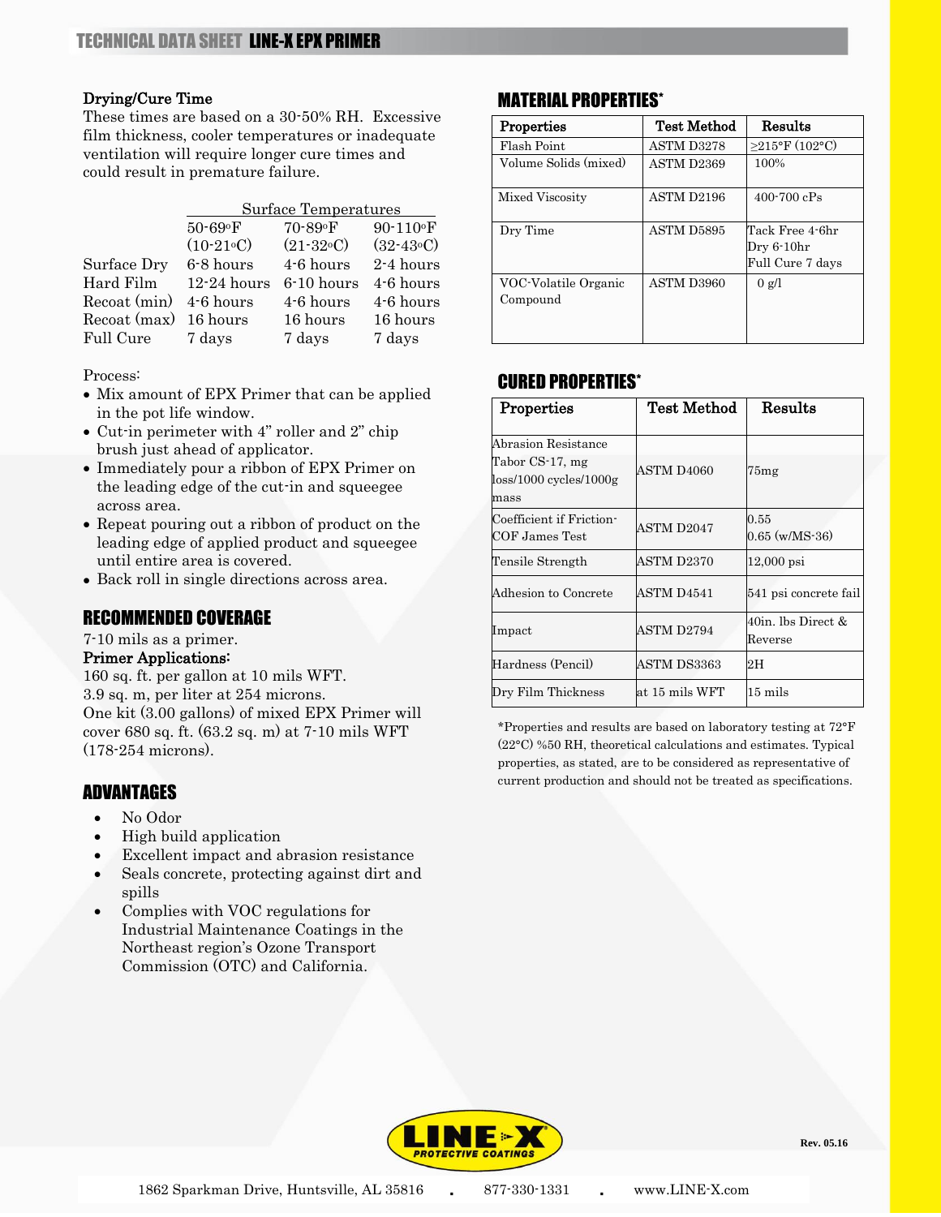## Drying/Cure Time

These times are based on a 30-50% RH. Excessive film thickness, cooler temperatures or inadequate ventilation will require longer cure times and could result in premature failure.

| | Surface Temperatures | | |
|---|---|---|---|
| | 50-69°F (10-21°C) | 70-89°F (21-32°C) | 90-110°F (32-43°C) |
| Surface Dry | 6-8 hours | 4-6 hours | 2-4 hours |
| Hard Film | 12-24 hours | 6-10 hours | 4-6 hours |
| Recoat (min) | 4-6 hours | 4-6 hours | 4-6 hours |
| Recoat (max) | 16 hours | 16 hours | 16 hours |
| Full Cure | 7 days | 7 days | 7 days |

Process:

- Mix amount of EPX Primer that can be applied in the pot life window.
- Cut-in perimeter with 4" roller and 2" chip brush just ahead of applicator.
- Immediately pour a ribbon of EPX Primer on the leading edge of the cut-in and squeegee across area.
- Repeat pouring out a ribbon of product on the leading edge of applied product and squeegee until entire area is covered.
- Back roll in single directions across area.

## RECOMMENDED COVERAGE

7-10 mils as a primer.

**Primer Applications:**

160 sq. ft. per gallon at 10 mils WFT.
3.9 sq. m, per liter at 254 microns.
One kit (3.00 gallons) of mixed EPX Primer will cover 680 sq. ft. (63.2 sq. m) at 7-10 mils WFT (178-254 microns).

## ADVANTAGES

- No Odor
- High build application
- Excellent impact and abrasion resistance
- Seals concrete, protecting against dirt and spills
- Complies with VOC regulations for Industrial Maintenance Coatings in the Northeast region's Ozone Transport Commission (OTC) and California.

## MATERIAL PROPERTIES*

| Properties | Test Method | Results |
|---|---|---|
| Flash Point | ASTM D3278 | ≥215°F (102°C) |
| Volume Solids (mixed) | ASTM D2369 | 100% |
| Mixed Viscosity | ASTM D2196 | 400-700 cPs |
| Dry Time | ASTM D5895 | Tack Free 4-6hr<br>Dry 6-10hr<br>Full Cure 7 days |
| VOC-Volatile Organic Compound | ASTM D3960 | 0 g/l |

## CURED PROPERTIES*

| Properties | Test Method | Results |
|---|---|---|
| Abrasion Resistance Tabor CS-17, mg loss/1000 cycles/1000g mass | ASTM D4060 | 75mg |
| Coefficient if Friction-COF James Test | ASTM D2047 | 0.55<br>0.65 (w/MS-36) |
| Tensile Strength | ASTM D2370 | 12,000 psi |
| Adhesion to Concrete | ASTM D4541 | 541 psi concrete fail |
| Impact | ASTM D2794 | 40in. lbs Direct & Reverse |
| Hardness (Pencil) | ASTM DS3363 | 2H |
| Dry Film Thickness | at 15 mils WFT | 15 mils |

*Properties and results are based on laboratory testing at 72°F (22°C) %50 RH, theoretical calculations and estimates. Typical properties, as stated, are to be considered as representative of current production and should not be treated as specifications.

Rev. 05.16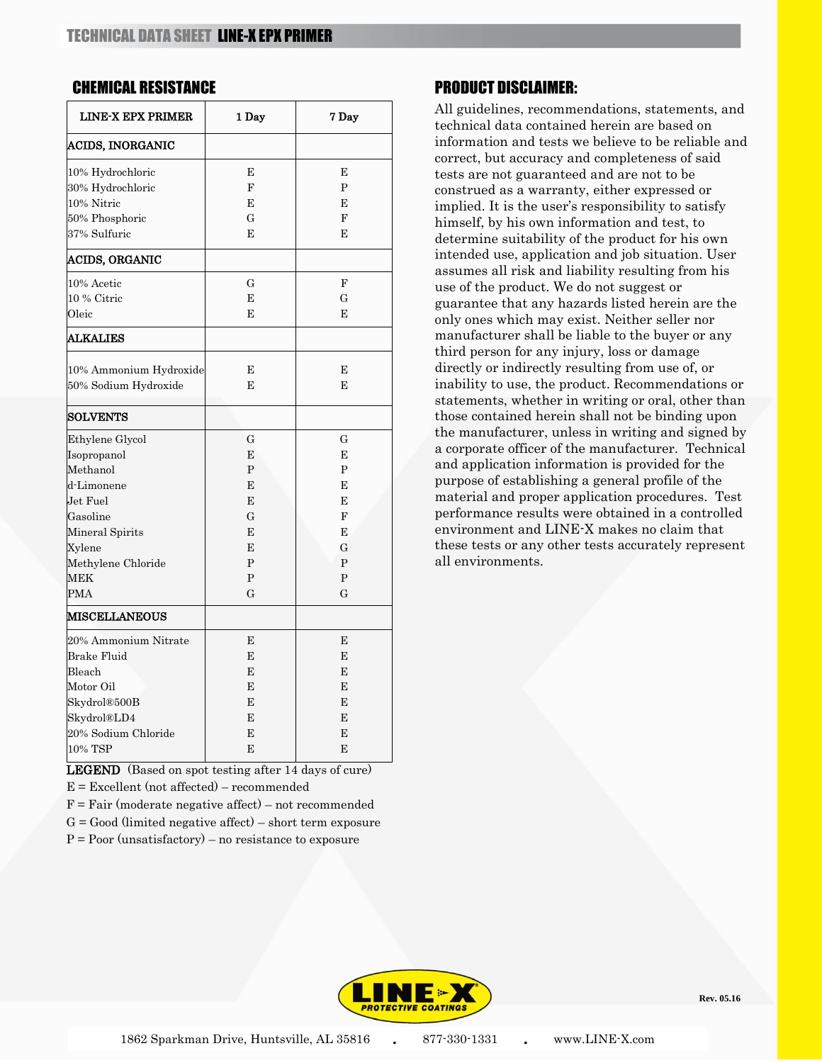## CHEMICAL RESISTANCE

| LINE-X EPX PRIMER | 1 Day | 7 Day |
|---|---|---|
| **ACIDS, INORGANIC** | | |
| 10% Hydrochloric | E | E |
| 30% Hydrochloric | F | P |
| 10% Nitric | E | E |
| 50% Phosphoric | G | F |
| 37% Sulfuric | E | E |
| **ACIDS, ORGANIC** | | |
| 10% Acetic | G | F |
| 10 % Citric | E | G |
| Oleic | E | E |
| **ALKALIES** | | |
| 10% Ammonium Hydroxide | E | E |
| 50% Sodium Hydroxide | E | E |
| **SOLVENTS** | | |
| Ethylene Glycol | G | G |
| Isopropanol | E | E |
| Methanol | P | P |
| d-Limonene | E | E |
| Jet Fuel | E | E |
| Gasoline | G | F |
| Mineral Spirits | E | E |
| Xylene | E | G |
| Methylene Chloride | P | P |
| MEK | P | P |
| PMA | G | G |
| **MISCELLANEOUS** | | |
| 20% Ammonium Nitrate | E | E |
| Brake Fluid | E | E |
| Bleach | E | E |
| Motor Oil | E | E |
| Skydrol®500B | E | E |
| Skydrol®LD4 | E | E |
| 20% Sodium Chloride | E | E |
| 10% TSP | E | E |

**LEGEND** (Based on spot testing after 14 days of cure)

E = Excellent (not affected) – recommended

F = Fair (moderate negative affect) – not recommended

G = Good (limited negative affect) – short term exposure

P = Poor (unsatisfactory) – no resistance to exposure

## PRODUCT DISCLAIMER:

All guidelines, recommendations, statements, and technical data contained herein are based on information and tests we believe to be reliable and correct, but accuracy and completeness of said tests are not guaranteed and are not to be construed as a warranty, either expressed or implied. It is the user's responsibility to satisfy himself, by his own information and test, to determine suitability of the product for his own intended use, application and job situation. User assumes all risk and liability resulting from his use of the product. We do not suggest or guarantee that any hazards listed herein are the only ones which may exist. Neither seller nor manufacturer shall be liable to the buyer or any third person for any injury, loss or damage directly or indirectly resulting from use of, or inability to use, the product. Recommendations or statements, whether in writing or oral, other than those contained herein shall not be binding upon the manufacturer, unless in writing and signed by a corporate officer of the manufacturer. Technical and application information is provided for the purpose of establishing a general profile of the material and proper application procedures. Test performance results were obtained in a controlled environment and LINE-X makes no claim that these tests or any other tests accurately represent all environments.

Rev. 05.16

1862 Sparkman Drive, Huntsville, AL 35816 . 877-330-1331 . www.LINE-X.com